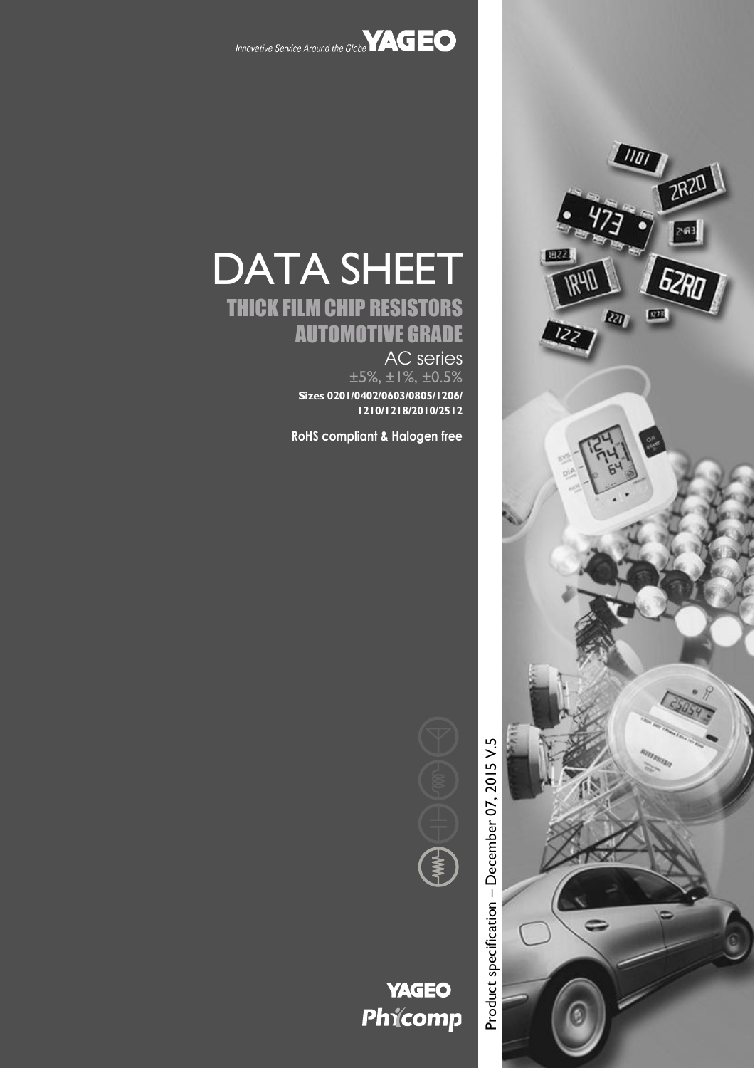Innovative Service Around the Globe YAGEO

# DATA SHEET

## THICK FILM CHIP RESISTORS
## AUTOMOTIVE GRADE

AC series

±5%, ±1%, ±0.5%

**Sizes 0201/0402/0603/0805/1206/1210/1218/2010/2512**

**RoHS compliant & Halogen free**

Product specification – December 07, 2015 V.5

YAGEO Phycomp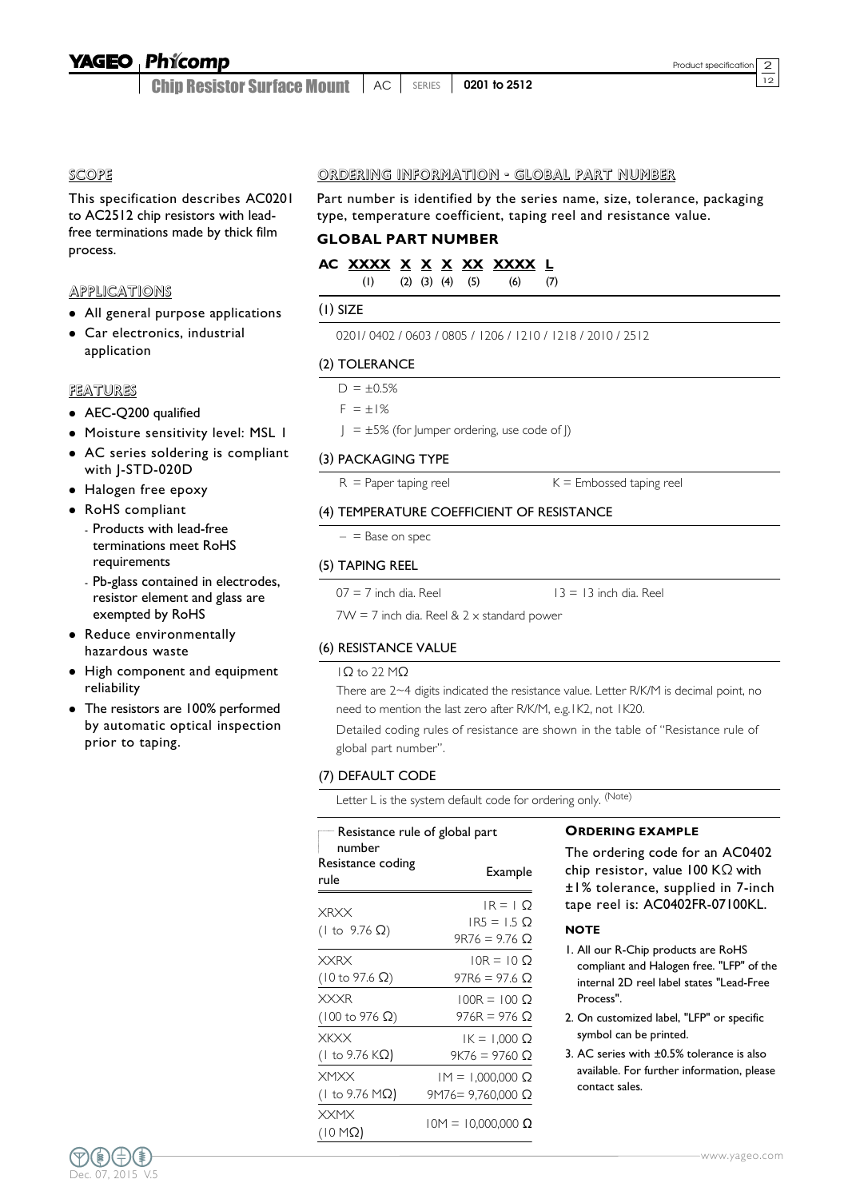## SCOPE

This specification describes AC0201 to AC2512 chip resistors with lead-free terminations made by thick film process.

## APPLICATIONS

- All general purpose applications
- Car electronics, industrial application

## FEATURES

- AEC-Q200 qualified
- Moisture sensitivity level: MSL 1
- AC series soldering is compliant with J-STD-020D
- Halogen free epoxy
- RoHS compliant
  - Products with lead-free terminations meet RoHS requirements
  - Pb-glass contained in electrodes, resistor element and glass are exempted by RoHS
- Reduce environmentally hazardous waste
- High component and equipment reliability
- The resistors are 100% performed by automatic optical inspection prior to taping.

## ORDERING INFORMATION - GLOBAL PART NUMBER

Part number is identified by the series name, size, tolerance, packaging type, temperature coefficient, taping reel and resistance value.

### GLOBAL PART NUMBER

**AC XXXX X X X XX XXXX L**
(1) (2) (3) (4) (5) (6) (7)

#### (1) SIZE

0201/ 0402 / 0603 / 0805 / 1206 / 1210 / 1218 / 2010 / 2512

#### (2) TOLERANCE

D = ±0.5%

F = ±1%

J = ±5% (for Jumper ordering, use code of J)

#### (3) PACKAGING TYPE

R = Paper taping reel    K = Embossed taping reel

#### (4) TEMPERATURE COEFFICIENT OF RESISTANCE

– = Base on spec

#### (5) TAPING REEL

07 = 7 inch dia. Reel    13 = 13 inch dia. Reel

7W = 7 inch dia. Reel & 2 x standard power

#### (6) RESISTANCE VALUE

1Ω to 22 MΩ

There are 2~4 digits indicated the resistance value. Letter R/K/M is decimal point, no need to mention the last zero after R/K/M, e.g.1K2, not 1K20.

Detailed coding rules of resistance are shown in the table of "Resistance rule of global part number".

#### (7) DEFAULT CODE

Letter L is the system default code for ordering only. (Note)

Resistance rule of global part number

| Resistance coding rule | Example |
|---|---|
| XRXX (1 to 9.76 Ω) | 1R = 1 Ω<br>1R5 = 1.5 Ω<br>9R76 = 9.76 Ω |
| XXRX (10 to 97.6 Ω) | 10R = 10 Ω<br>97R6 = 97.6 Ω |
| XXXR (100 to 976 Ω) | 100R = 100 Ω<br>976R = 976 Ω |
| XKXX (1 to 9.76 KΩ) | 1K = 1,000 Ω<br>9K76 = 9760 Ω |
| XMXX (1 to 9.76 MΩ) | 1M = 1,000,000 Ω<br>9M76= 9,760,000 Ω |
| XXMX (10 MΩ) | 10M = 10,000,000 Ω |

### ORDERING EXAMPLE

The ordering code for an AC0402 chip resistor, value 100 KΩ with ±1% tolerance, supplied in 7-inch tape reel is: AC0402FR-07100KL.

#### NOTE

1. All our R-Chip products are RoHS compliant and Halogen free. "LFP" of the internal 2D reel label states "Lead-Free Process".
2. On customized label, "LFP" or specific symbol can be printed.
3. AC series with ±0.5% tolerance is also available. For further information, please contact sales.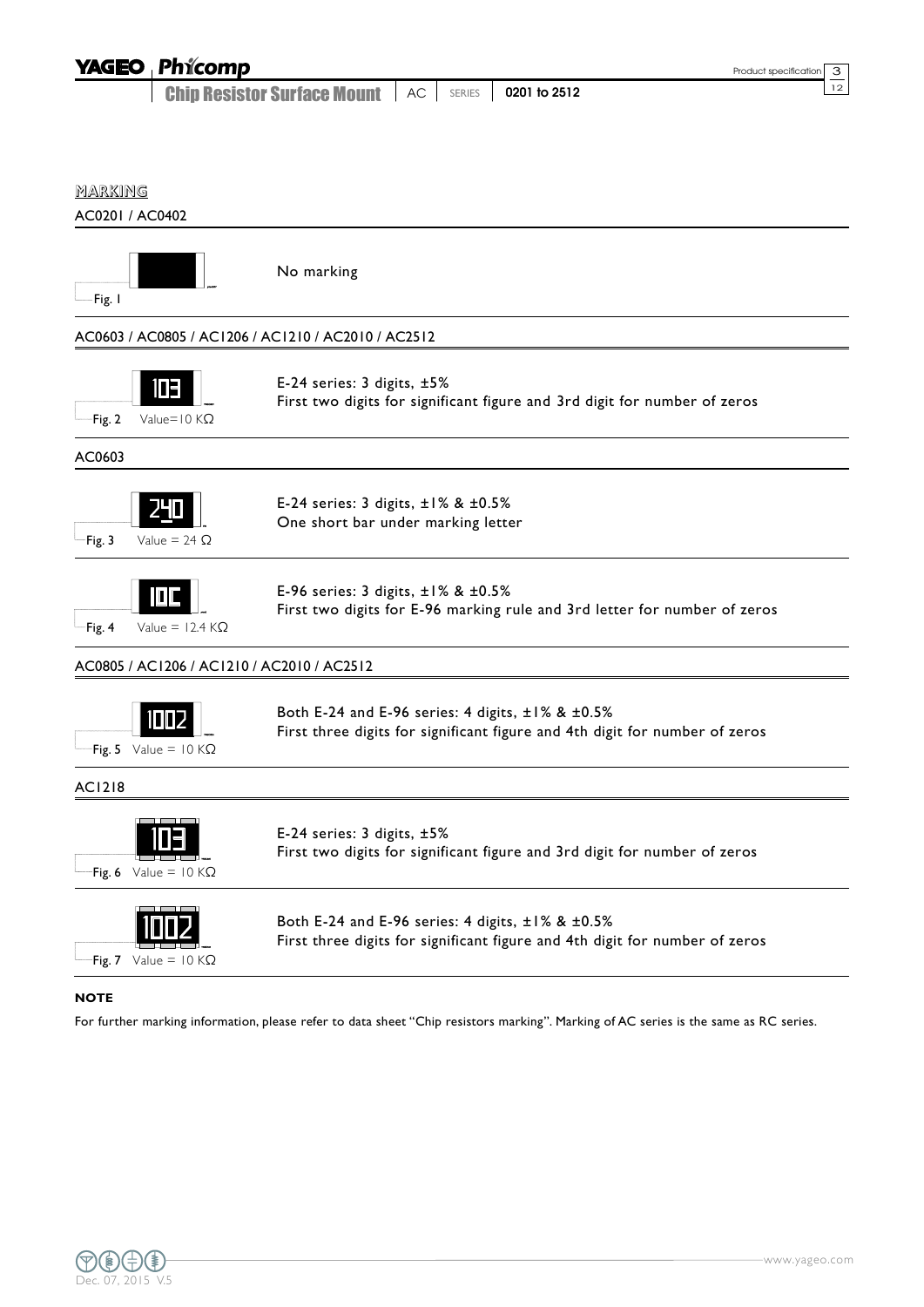## MARKING

### AC0201 / AC0402

Fig. 1

No marking

### AC0603 / AC0805 / AC1206 / AC1210 / AC2010 / AC2512

Fig. 2 Value=10 KΩ

E-24 series: 3 digits, ±5%
First two digits for significant figure and 3rd digit for number of zeros

### AC0603

Fig. 3 Value = 24 Ω

E-24 series: 3 digits, ±1% & ±0.5%
One short bar under marking letter

Fig. 4 Value = 12.4 KΩ

E-96 series: 3 digits, ±1% & ±0.5%
First two digits for E-96 marking rule and 3rd letter for number of zeros

### AC0805 / AC1206 / AC1210 / AC2010 / AC2512

Fig. 5 Value = 10 KΩ

Both E-24 and E-96 series: 4 digits, ±1% & ±0.5%
First three digits for significant figure and 4th digit for number of zeros

### AC1218

Fig. 6 Value = 10 KΩ

E-24 series: 3 digits, ±5%
First two digits for significant figure and 3rd digit for number of zeros

Fig. 7 Value = 10 KΩ

Both E-24 and E-96 series: 4 digits, ±1% & ±0.5%
First three digits for significant figure and 4th digit for number of zeros

**NOTE**

For further marking information, please refer to data sheet "Chip resistors marking". Marking of AC series is the same as RC series.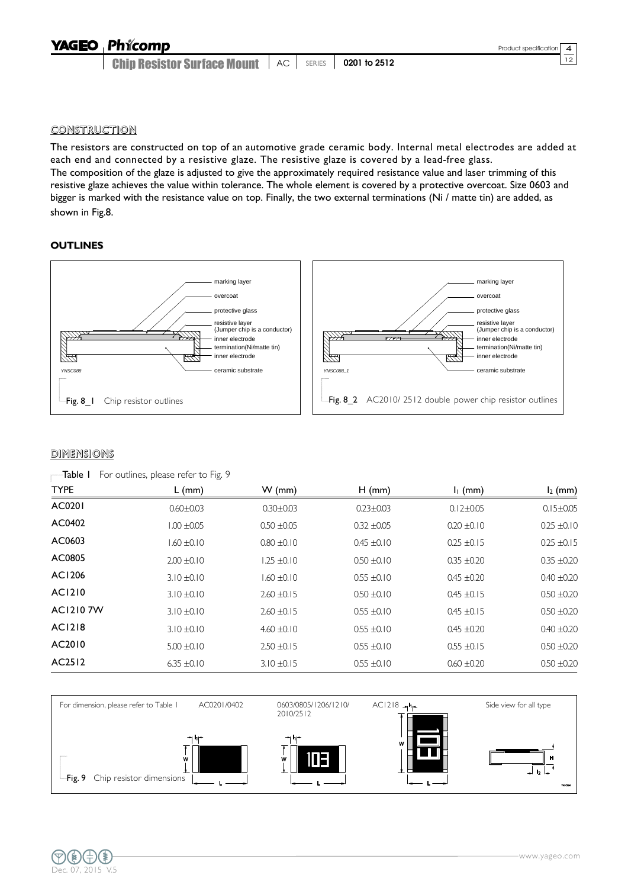## CONSTRUCTION

The resistors are constructed on top of an automotive grade ceramic body. Internal metal electrodes are added at each end and connected by a resistive glaze. The resistive glaze is covered by a lead-free glass.
The composition of the glaze is adjusted to give the approximately required resistance value and laser trimming of this resistive glaze achieves the value within tolerance. The whole element is covered by a protective overcoat. Size 0603 and bigger is marked with the resistance value on top. Finally, the two external terminations (Ni / matte tin) are added, as shown in Fig.8.

### OUTLINES

marking layer
overcoat
protective glass
resistive layer (Jumper chip is a conductor)
inner electrode
termination(Ni/matte tin)
inner electrode
ceramic substrate

YNSC088

Fig. 8_1 Chip resistor outlines

marking layer
overcoat
protective glass
resistive layer (Jumper chip is a conductor)
inner electrode
termination(Ni/matte tin)
inner electrode
ceramic substrate

YNSC088_1

Fig. 8_2 AC2010/ 2512 double power chip resistor outlines

## DIMENSIONS

Table 1 For outlines, please refer to Fig. 9

| TYPE | L (mm) | W (mm) | H (mm) | $l_1$ (mm) | $l_2$ (mm) |
|---|---|---|---|---|---|
| AC0201 | 0.60±0.03 | 0.30±0.03 | 0.23±0.03 | 0.12±0.05 | 0.15±0.05 |
| AC0402 | 1.00 ±0.05 | 0.50 ±0.05 | 0.32 ±0.05 | 0.20 ±0.10 | 0.25 ±0.10 |
| AC0603 | 1.60 ±0.10 | 0.80 ±0.10 | 0.45 ±0.10 | 0.25 ±0.15 | 0.25 ±0.15 |
| AC0805 | 2.00 ±0.10 | 1.25 ±0.10 | 0.50 ±0.10 | 0.35 ±0.20 | 0.35 ±0.20 |
| AC1206 | 3.10 ±0.10 | 1.60 ±0.10 | 0.55 ±0.10 | 0.45 ±0.20 | 0.40 ±0.20 |
| AC1210 | 3.10 ±0.10 | 2.60 ±0.15 | 0.50 ±0.10 | 0.45 ±0.15 | 0.50 ±0.20 |
| AC1210 7W | 3.10 ±0.10 | 2.60 ±0.15 | 0.55 ±0.10 | 0.45 ±0.15 | 0.50 ±0.20 |
| AC1218 | 3.10 ±0.10 | 4.60 ±0.10 | 0.55 ±0.10 | 0.45 ±0.20 | 0.40 ±0.20 |
| AC2010 | 5.00 ±0.10 | 2.50 ±0.15 | 0.55 ±0.10 | 0.55 ±0.15 | 0.50 ±0.20 |
| AC2512 | 6.35 ±0.10 | 3.10 ±0.15 | 0.55 ±0.10 | 0.60 ±0.20 | 0.50 ±0.20 |

For dimension, please refer to Table 1

AC0201/0402

0603/0805/1206/1210/2010/2512

AC1218

Side view for all type

Fig. 9 Chip resistor dimensions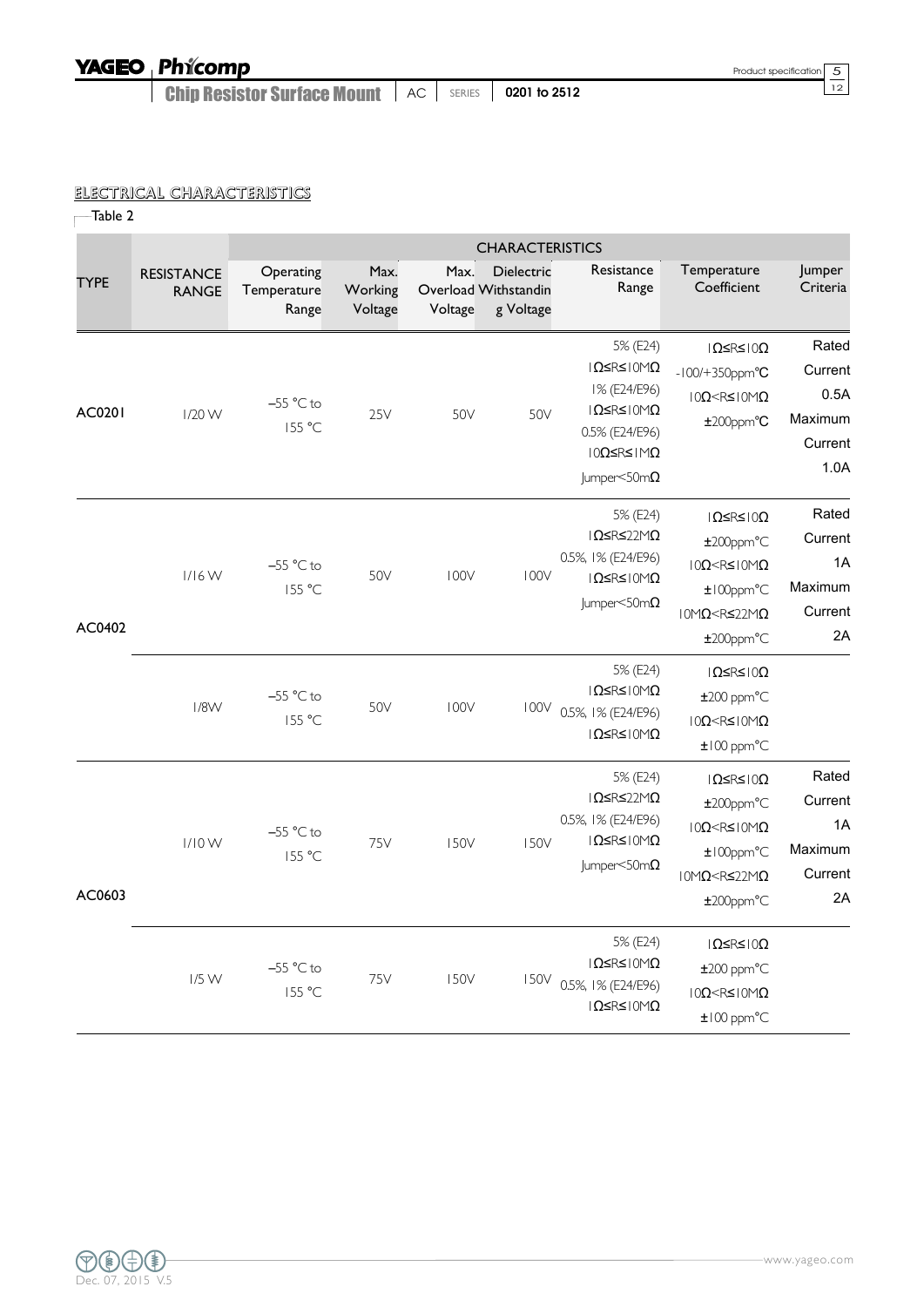## ELECTRICAL CHARACTERISTICS

Table 2

| TYPE | RESISTANCE RANGE | CHARACTERISTICS | | | | | | |
|---|---|---|---|---|---|---|---|---|
| | | Operating Temperature Range | Max. Working Voltage | Max. Overload Voltage | Dielectric Withstanding Voltage | Resistance Range | Temperature Coefficient | Jumper Criteria |
| AC0201 | 1/20 W | −55 °C to 155 °C | 25V | 50V | 50V | 5% (E24) 1Ω≤R≤10MΩ 1% (E24/E96) 1Ω≤R≤10MΩ 0.5% (E24/E96) 10Ω≤R≤1MΩ Jumper<50mΩ | 1Ω≤R≤10Ω -100/+350ppm°C 10Ω<R≤10MΩ ±200ppm°C | Rated Current 0.5A Maximum Current 1.0A |
| AC0402 | 1/16 W | −55 °C to 155 °C | 50V | 100V | 100V | 5% (E24) 1Ω≤R≤22MΩ 0.5%, 1% (E24/E96) 1Ω≤R≤10MΩ Jumper<50mΩ | 1Ω≤R≤10Ω ±200ppm°C 10Ω<R≤10MΩ ±100ppm°C 10MΩ<R≤22MΩ ±200ppm°C | Rated Current 1A Maximum Current 2A |
| | 1/8W | −55 °C to 155 °C | 50V | 100V | 100V | 5% (E24) 1Ω≤R≤10MΩ 0.5%, 1% (E24/E96) 1Ω≤R≤10MΩ | 1Ω≤R≤10Ω ±200 ppm°C 10Ω<R≤10MΩ ±100 ppm°C | |
| AC0603 | 1/10 W | −55 °C to 155 °C | 75V | 150V | 150V | 5% (E24) 1Ω≤R≤22MΩ 0.5%, 1% (E24/E96) 1Ω≤R≤10MΩ Jumper<50mΩ | 1Ω≤R≤10Ω ±200ppm°C 10Ω<R≤10MΩ ±100ppm°C 10MΩ<R≤22MΩ ±200ppm°C | Rated Current 1A Maximum Current 2A |
| | 1/5 W | −55 °C to 155 °C | 75V | 150V | 150V | 5% (E24) 1Ω≤R≤10MΩ 0.5%, 1% (E24/E96) 1Ω≤R≤10MΩ | 1Ω≤R≤10Ω ±200 ppm°C 10Ω<R≤10MΩ ±100 ppm°C | |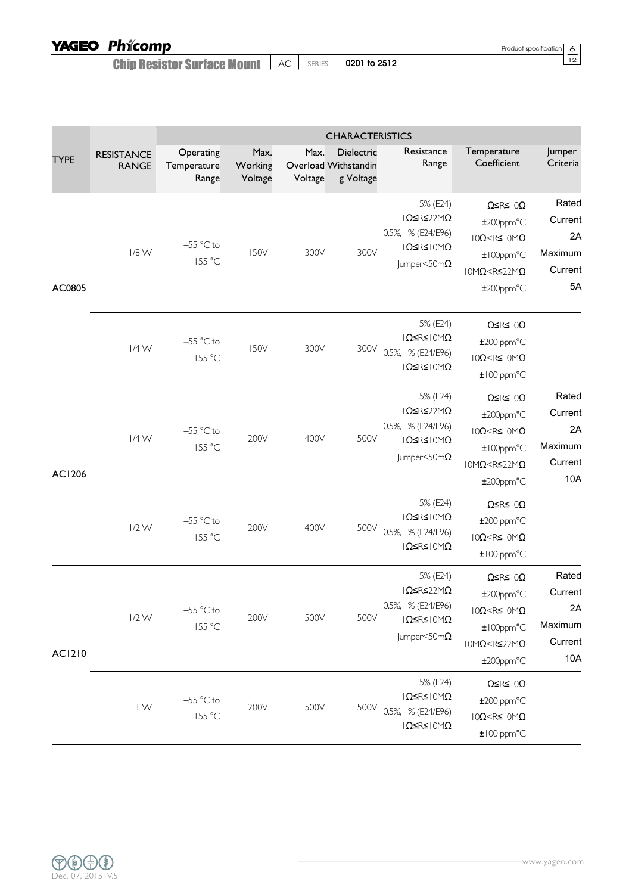| TYPE | RESISTANCE RANGE | CHARACTERISTICS | | | | | | |
|---|---|---|---|---|---|---|---|---|
| | | Operating Temperature Range | Max. Working Voltage | Max. Overload Voltage | Dielectric Withstanding Voltage | Resistance Range | Temperature Coefficient | Jumper Criteria |
| AC0805 | 1/8 W | −55 °C to 155 °C | 150V | 300V | 300V | 5% (E24) 1Ω≤R≤22MΩ 0.5%, 1% (E24/E96) 1Ω≤R≤10MΩ Jumper<50mΩ | 1Ω≤R≤10Ω ±200ppm°C 10Ω<R≤10MΩ ±100ppm°C 10MΩ<R≤22MΩ ±200ppm°C | Rated Current 2A Maximum Current 5A |
| | 1/4 W | −55 °C to 155 °C | 150V | 300V | 300V | 5% (E24) 1Ω≤R≤10MΩ 0.5%, 1% (E24/E96) 1Ω≤R≤10MΩ | 1Ω≤R≤10Ω ±200 ppm°C 10Ω<R≤10MΩ ±100 ppm°C | |
| AC1206 | 1/4 W | −55 °C to 155 °C | 200V | 400V | 500V | 5% (E24) 1Ω≤R≤22MΩ 0.5%, 1% (E24/E96) 1Ω≤R≤10MΩ Jumper<50mΩ | 1Ω≤R≤10Ω ±200ppm°C 10Ω<R≤10MΩ ±100ppm°C 10MΩ<R≤22MΩ ±200ppm°C | Rated Current 2A Maximum Current 10A |
| | 1/2 W | −55 °C to 155 °C | 200V | 400V | 500V | 5% (E24) 1Ω≤R≤10MΩ 0.5%, 1% (E24/E96) 1Ω≤R≤10MΩ | 1Ω≤R≤10Ω ±200 ppm°C 10Ω<R≤10MΩ ±100 ppm°C | |
| AC1210 | 1/2 W | −55 °C to 155 °C | 200V | 500V | 500V | 5% (E24) 1Ω≤R≤22MΩ 0.5%, 1% (E24/E96) 1Ω≤R≤10MΩ Jumper<50mΩ | 1Ω≤R≤10Ω ±200ppm°C 10Ω<R≤10MΩ ±100ppm°C 10MΩ<R≤22MΩ ±200ppm°C | Rated Current 2A Maximum Current 10A |
| | 1 W | −55 °C to 155 °C | 200V | 500V | 500V | 5% (E24) 1Ω≤R≤10MΩ 0.5%, 1% (E24/E96) 1Ω≤R≤10MΩ | 1Ω≤R≤10Ω ±200 ppm°C 10Ω<R≤10MΩ ±100 ppm°C | |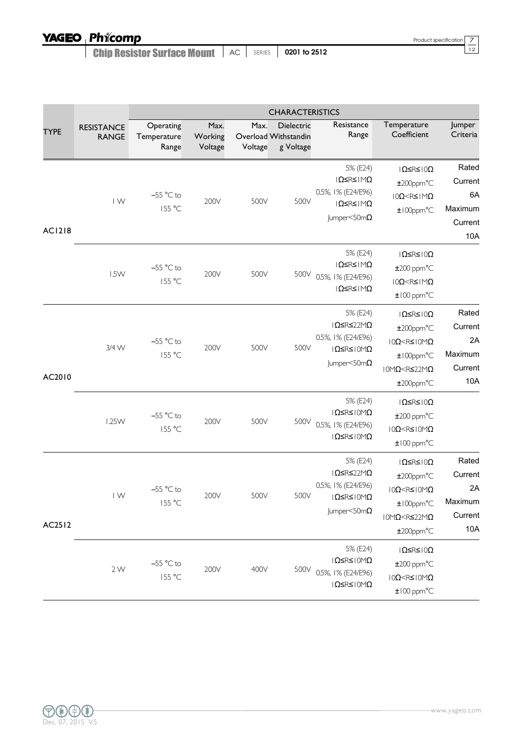| TYPE | RESISTANCE RANGE | CHARACTERISTICS | | | | | | |
|---|---|---|---|---|---|---|---|---|
| | | Operating Temperature Range | Max. Working Voltage | Max. Overload Voltage | Dielectric Withstanding Voltage | Resistance Range | Temperature Coefficient | Jumper Criteria |
| AC1218 | 1 W | −55 °C to 155 °C | 200V | 500V | 500V | 5% (E24) 1Ω≤R≤1MΩ 0.5%, 1% (E24/E96) 1Ω≤R≤1MΩ Jumper<50mΩ | 1Ω≤R≤10Ω ±200ppm°C 10Ω<R≤1MΩ ±100ppm°C | Rated Current 6A Maximum Current 10A |
| | 1.5W | −55 °C to 155 °C | 200V | 500V | 500V | 5% (E24) 1Ω≤R≤1MΩ 0.5%, 1% (E24/E96) 1Ω≤R≤1MΩ | 1Ω≤R≤10Ω ±200 ppm°C 10Ω<R≤1MΩ ±100 ppm°C | |
| AC2010 | 3/4 W | −55 °C to 155 °C | 200V | 500V | 500V | 5% (E24) 1Ω≤R≤22MΩ 0.5%, 1% (E24/E96) 1Ω≤R≤10MΩ Jumper<50mΩ | 1Ω≤R≤10Ω ±200ppm°C 10Ω<R≤10MΩ ±100ppm°C 10MΩ<R≤22MΩ ±200ppm°C | Rated Current 2A Maximum Current 10A |
| | 1.25W | −55 °C to 155 °C | 200V | 500V | 500V | 5% (E24) 1Ω≤R≤10MΩ 0.5%, 1% (E24/E96) 1Ω≤R≤10MΩ | 1Ω≤R≤10Ω ±200 ppm°C 10Ω<R≤10MΩ ±100 ppm°C | |
| AC2512 | 1 W | −55 °C to 155 °C | 200V | 500V | 500V | 5% (E24) 1Ω≤R≤22MΩ 0.5%, 1% (E24/E96) 1Ω≤R≤10MΩ Jumper<50mΩ | 1Ω≤R≤10Ω ±200ppm°C 10Ω<R≤10MΩ ±100ppm°C 10MΩ<R≤22MΩ ±200ppm°C | Rated Current 2A Maximum Current 10A |
| | 2 W | −55 °C to 155 °C | 200V | 400V | 500V | 5% (E24) 1Ω≤R≤10MΩ 0.5%, 1% (E24/E96) 1Ω≤R≤10MΩ | 1Ω≤R≤10Ω ±200 ppm°C 10Ω<R≤10MΩ ±100 ppm°C | |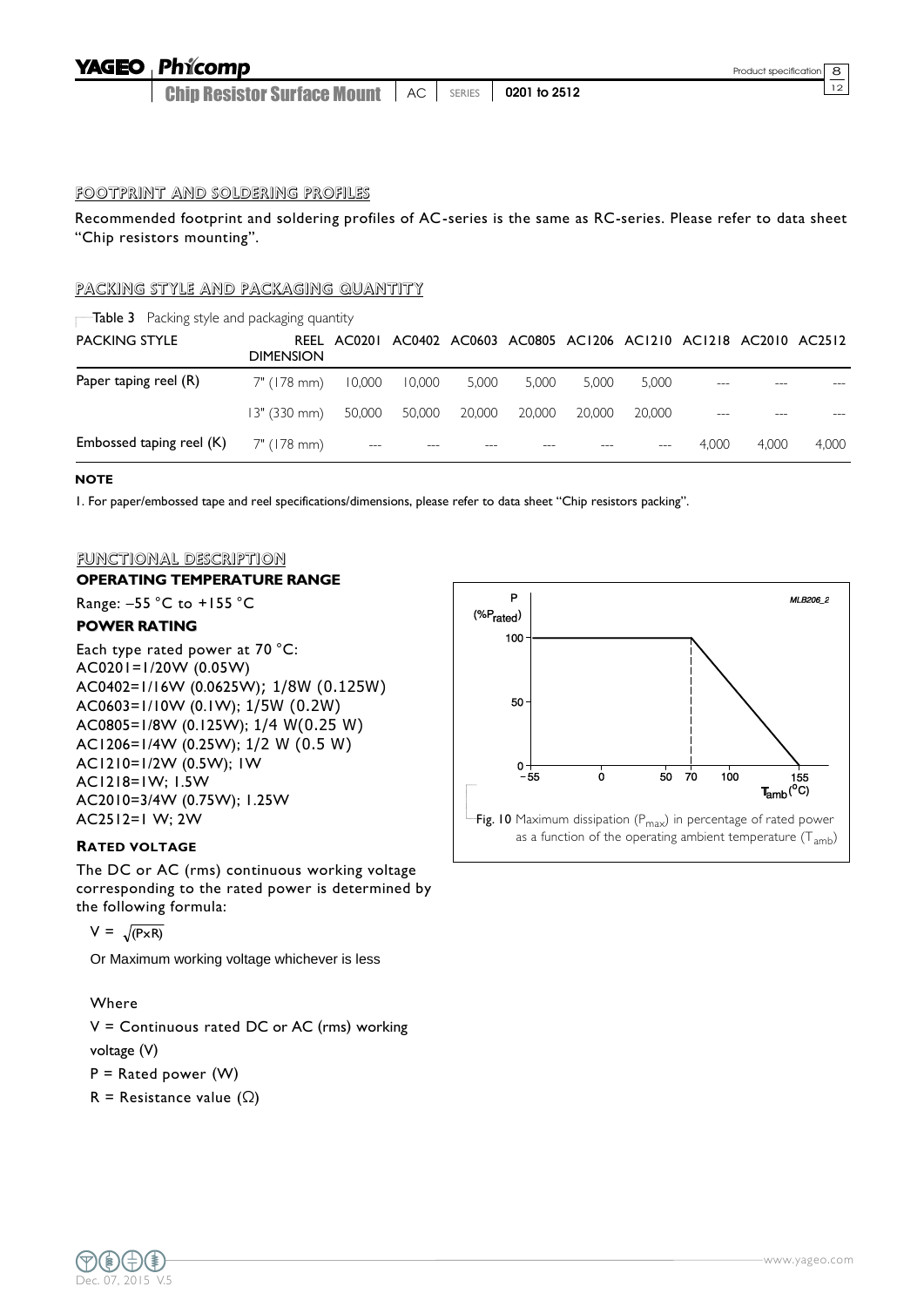## FOOTPRINT AND SOLDERING PROFILES

Recommended footprint and soldering profiles of AC-series is the same as RC-series. Please refer to data sheet "Chip resistors mounting".

## PACKING STYLE AND PACKAGING QUANTITY

**Table 3** Packing style and packaging quantity

| PACKING STYLE | REEL DIMENSION | AC0201 | AC0402 | AC0603 | AC0805 | AC1206 | AC1210 | AC1218 | AC2010 | AC2512 |
|---|---|---|---|---|---|---|---|---|---|---|
| Paper taping reel (R) | 7" (178 mm) | 10,000 | 10,000 | 5,000 | 5,000 | 5,000 | 5,000 | --- | --- | --- |
| | 13" (330 mm) | 50,000 | 50,000 | 20,000 | 20,000 | 20,000 | 20,000 | --- | --- | --- |
| Embossed taping reel (K) | 7" (178 mm) | --- | --- | --- | --- | --- | --- | 4,000 | 4,000 | 4,000 |

**NOTE**

1. For paper/embossed tape and reel specifications/dimensions, please refer to data sheet "Chip resistors packing".

## FUNCTIONAL DESCRIPTION

### OPERATING TEMPERATURE RANGE

Range: –55 °C to +155 °C

### POWER RATING

Each type rated power at 70 °C:
AC0201=1/20W (0.05W)
AC0402=1/16W (0.0625W); 1/8W (0.125W)
AC0603=1/10W (0.1W); 1/5W (0.2W)
AC0805=1/8W (0.125W); 1/4 W(0.25 W)
AC1206=1/4W (0.25W); 1/2 W (0.5 W)
AC1210=1/2W (0.5W); 1W
AC1218=1W; 1.5W
AC2010=3/4W (0.75W); 1.25W
AC2512=1 W; 2W

**Fig. 10** Maximum dissipation ($P_{max}$) in percentage of rated power as a function of the operating ambient temperature ($T_{amb}$)

### RATED VOLTAGE

The DC or AC (rms) continuous working voltage corresponding to the rated power is determined by the following formula:

$$V = \sqrt{(P \times R)}$$

Or Maximum working voltage whichever is less

Where

V = Continuous rated DC or AC (rms) working voltage (V)

P = Rated power (W)

R = Resistance value (Ω)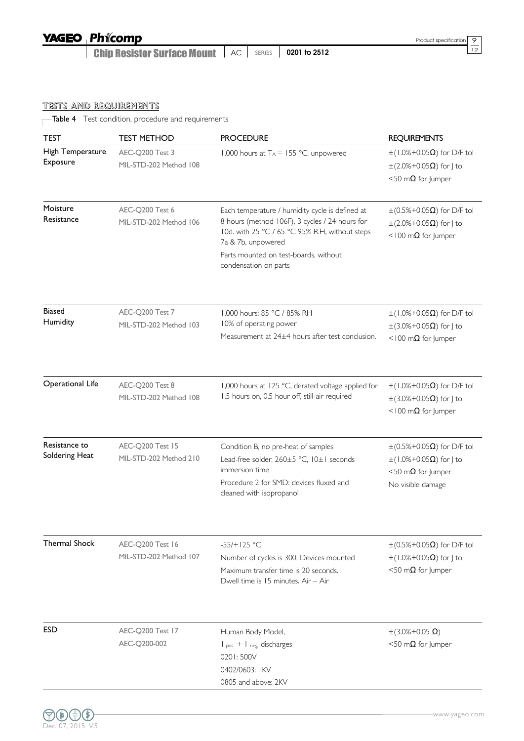## TESTS AND REQUIREMENTS

Table 4 Test condition, procedure and requirements

| TEST | TEST METHOD | PROCEDURE | REQUIREMENTS |
|---|---|---|---|
| High Temperature Exposure | AEC-Q200 Test 3<br>MIL-STD-202 Method 108 | 1,000 hours at $T_A$ = 155 °C, unpowered | ±(1.0%+0.05Ω) for D/F tol<br>±(2.0%+0.05Ω) for J tol<br><50 mΩ for Jumper |
| Moisture Resistance | AEC-Q200 Test 6<br>MIL-STD-202 Method 106 | Each temperature / humidity cycle is defined at 8 hours (method 106F), 3 cycles / 24 hours for 10d. with 25 °C / 65 °C 95% R.H, without steps 7a & 7b, unpowered<br>Parts mounted on test-boards, without condensation on parts | ±(0.5%+0.05Ω) for D/F tol<br>±(2.0%+0.05Ω) for J tol<br><100 mΩ for Jumper |
| Biased Humidity | AEC-Q200 Test 7<br>MIL-STD-202 Method 103 | 1,000 hours; 85 °C / 85% RH<br>10% of operating power<br>Measurement at 24±4 hours after test conclusion. | ±(1.0%+0.05Ω) for D/F tol<br>±(3.0%+0.05Ω) for J tol<br><100 mΩ for Jumper |
| Operational Life | AEC-Q200 Test 8<br>MIL-STD-202 Method 108 | 1,000 hours at 125 °C, derated voltage applied for 1.5 hours on, 0.5 hour off, still-air required | ±(1.0%+0.05Ω) for D/F tol<br>±(3.0%+0.05Ω) for J tol<br><100 mΩ for Jumper |
| Resistance to Soldering Heat | AEC-Q200 Test 15<br>MIL-STD-202 Method 210 | Condition B, no pre-heat of samples<br>Lead-free solder, 260±5 °C, 10±1 seconds immersion time<br>Procedure 2 for SMD: devices fluxed and cleaned with isopropanol | ±(0.5%+0.05Ω) for D/F tol<br>±(1.0%+0.05Ω) for J tol<br><50 mΩ for Jumper<br>No visible damage |
| Thermal Shock | AEC-Q200 Test 16<br>MIL-STD-202 Method 107 | -55/+125 °C<br>Number of cycles is 300. Devices mounted<br>Maximum transfer time is 20 seconds.<br>Dwell time is 15 minutes. Air – Air | ±(0.5%+0.05Ω) for D/F tol<br>±(1.0%+0.05Ω) for J tol<br><50 mΩ for Jumper |
| ESD | AEC-Q200 Test 17<br>AEC-Q200-002 | Human Body Model,<br>1 pos. + 1 neg. discharges<br>0201: 500V<br>0402/0603: 1KV<br>0805 and above: 2KV | ±(3.0%+0.05 Ω)<br><50 mΩ for Jumper |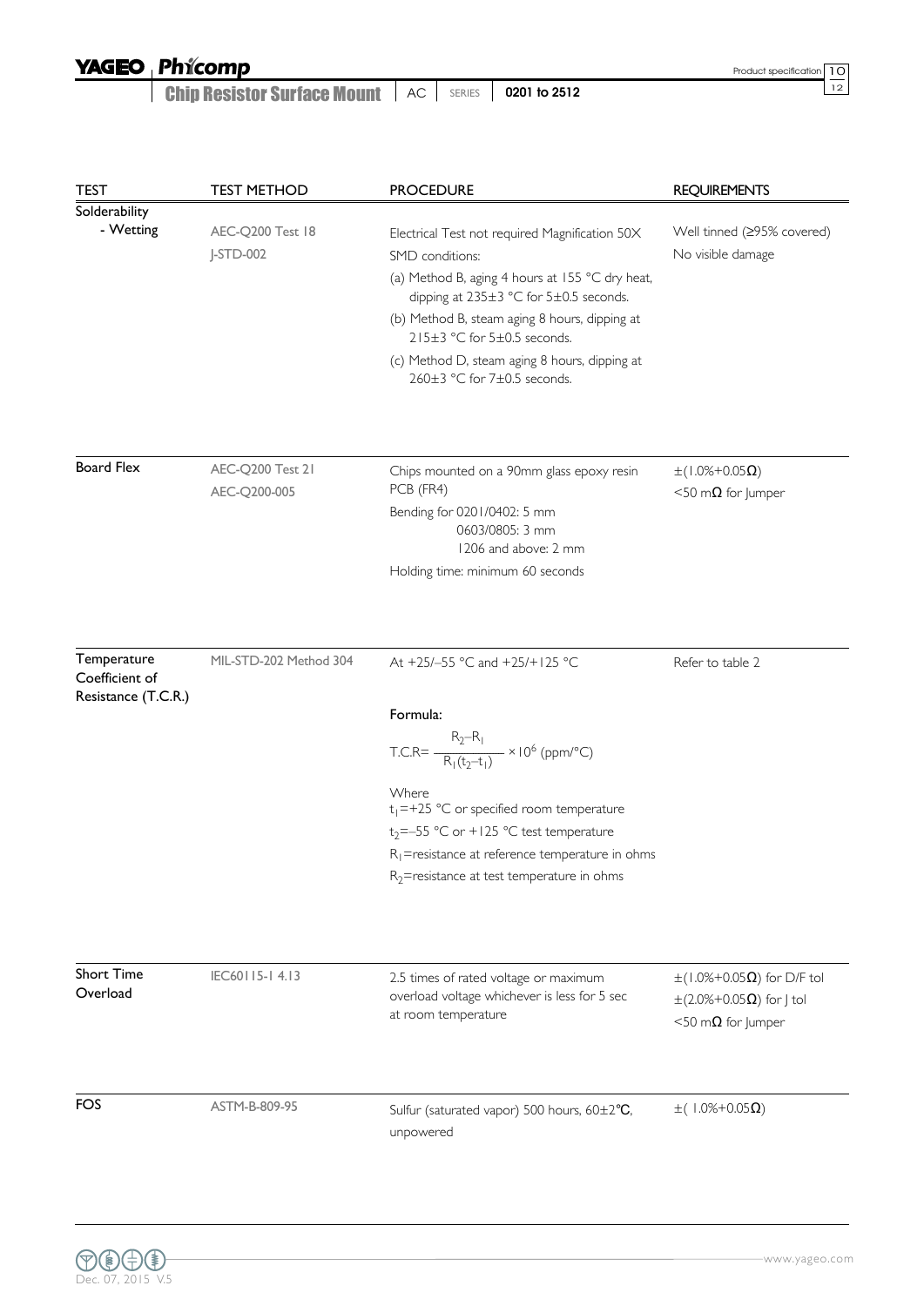| TEST | TEST METHOD | PROCEDURE | REQUIREMENTS |
|---|---|---|---|
| Solderability<br>- Wetting | AEC-Q200 Test 18<br>J-STD-002 | Electrical Test not required Magnification 50X<br>SMD conditions:<br>(a) Method B, aging 4 hours at 155 °C dry heat, dipping at 235±3 °C for 5±0.5 seconds.<br>(b) Method B, steam aging 8 hours, dipping at 215±3 °C for 5±0.5 seconds.<br>(c) Method D, steam aging 8 hours, dipping at 260±3 °C for 7±0.5 seconds. | Well tinned (≥95% covered)<br>No visible damage |
| Board Flex | AEC-Q200 Test 21<br>AEC-Q200-005 | Chips mounted on a 90mm glass epoxy resin PCB (FR4)<br>Bending for 0201/0402: 5 mm<br>0603/0805: 3 mm<br>1206 and above: 2 mm<br>Holding time: minimum 60 seconds | ±(1.0%+0.05Ω)<br><50 mΩ for Jumper |
| Temperature Coefficient of Resistance (T.C.R.) | MIL-STD-202 Method 304 | At +25/–55 °C and +25/+125 °C<br><br>Formula:<br>$\text{T.C.R} = \frac{R_2 - R_1}{R_1(t_2 - t_1)} \times 10^6$ (ppm/°C)<br><br>Where<br>$t_1$=+25 °C or specified room temperature<br>$t_2$=–55 °C or +125 °C test temperature<br>$R_1$=resistance at reference temperature in ohms<br>$R_2$=resistance at test temperature in ohms | Refer to table 2 |
| Short Time Overload | IEC60115-1 4.13 | 2.5 times of rated voltage or maximum overload voltage whichever is less for 5 sec at room temperature | ±(1.0%+0.05Ω) for D/F tol<br>±(2.0%+0.05Ω) for J tol<br><50 mΩ for Jumper |
| FOS | ASTM-B-809-95 | Sulfur (saturated vapor) 500 hours, 60±2°C, unpowered | ±( 1.0%+0.05Ω) |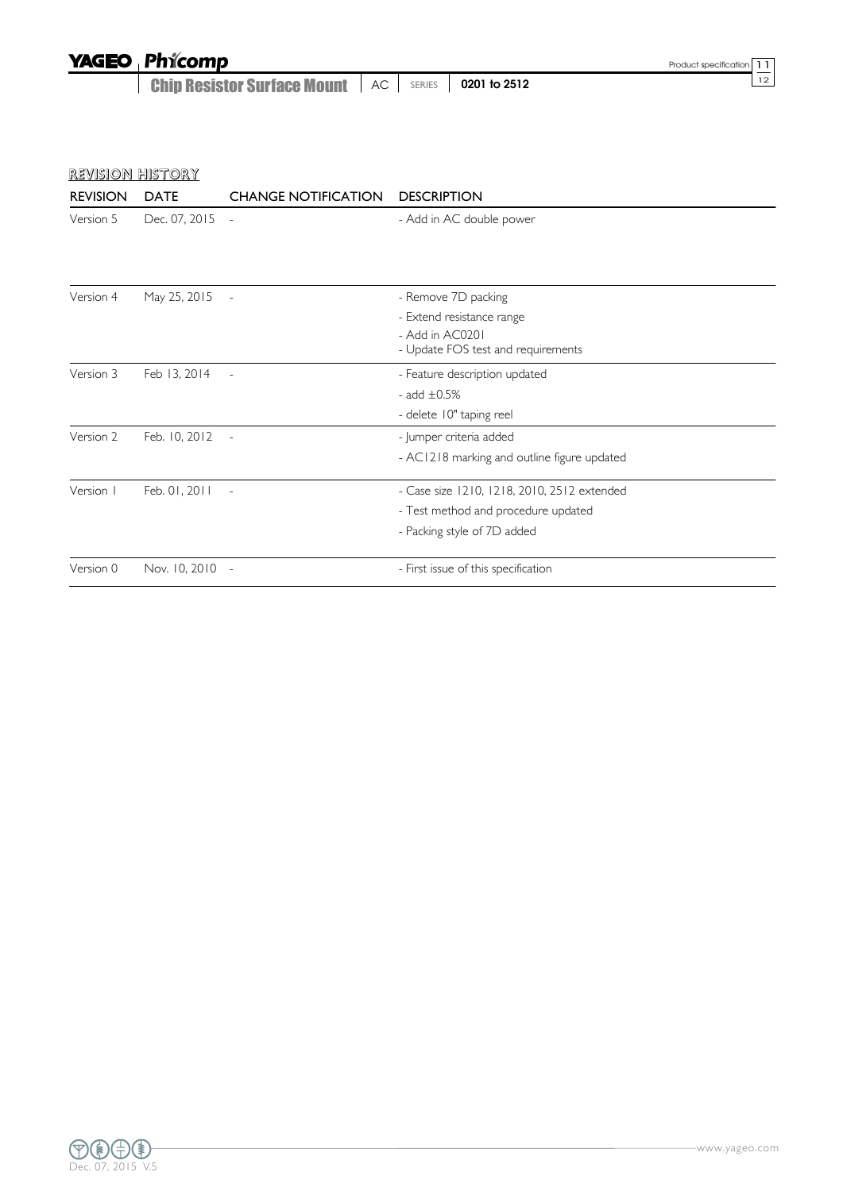## REVISION HISTORY

| REVISION | DATE | CHANGE NOTIFICATION | DESCRIPTION |
|---|---|---|---|
| Version 5 | Dec. 07, 2015 | - | - Add in AC double power |
| Version 4 | May 25, 2015 | - | - Remove 7D packing<br>- Extend resistance range<br>- Add in AC0201<br>- Update FOS test and requirements |
| Version 3 | Feb 13, 2014 | - | - Feature description updated<br>- add ±0.5%<br>- delete 10" taping reel |
| Version 2 | Feb. 10, 2012 | - | - Jumper criteria added<br>- AC1218 marking and outline figure updated |
| Version 1 | Feb. 01, 2011 | - | - Case size 1210, 1218, 2010, 2512 extended<br>- Test method and procedure updated<br>- Packing style of 7D added |
| Version 0 | Nov. 10, 2010 | - | - First issue of this specification |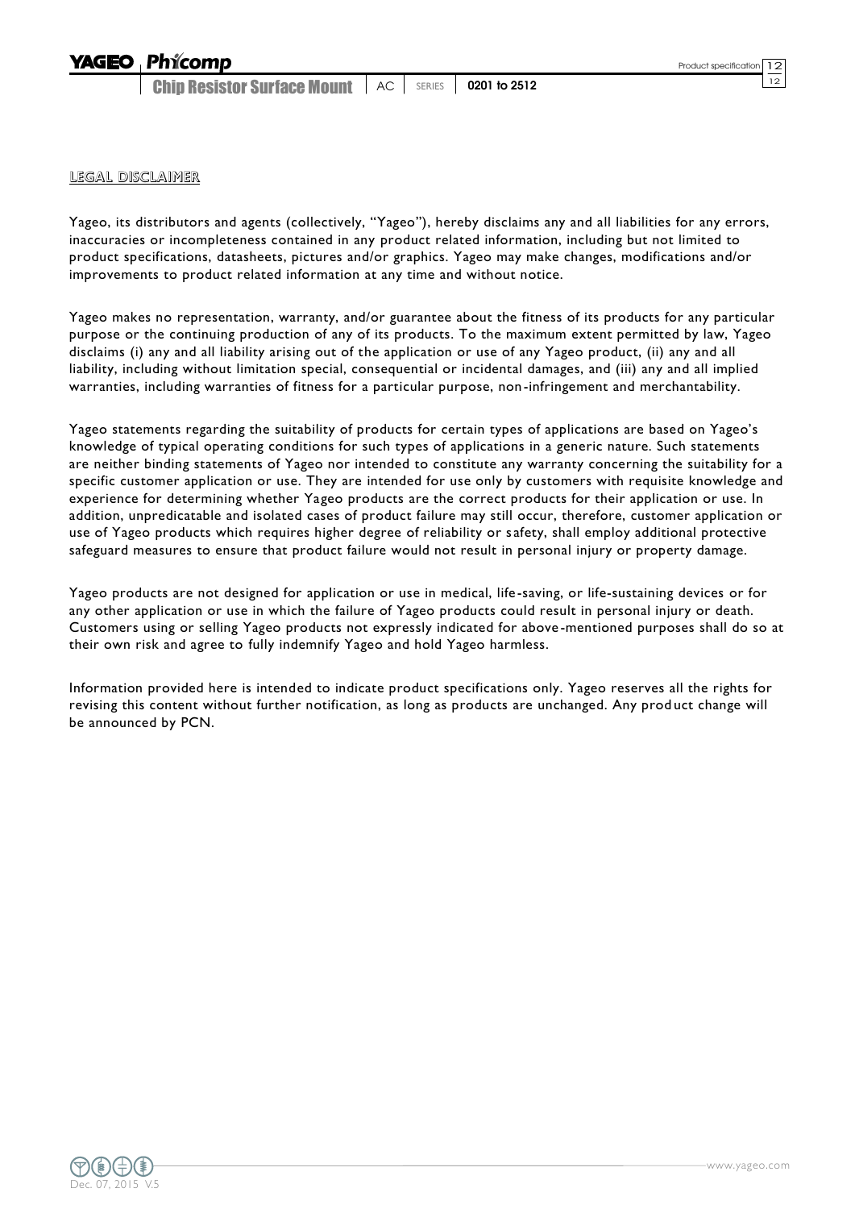## LEGAL DISCLAIMER

Yageo, its distributors and agents (collectively, "Yageo"), hereby disclaims any and all liabilities for any errors, inaccuracies or incompleteness contained in any product related information, including but not limited to product specifications, datasheets, pictures and/or graphics. Yageo may make changes, modifications and/or improvements to product related information at any time and without notice.

Yageo makes no representation, warranty, and/or guarantee about the fitness of its products for any particular purpose or the continuing production of any of its products. To the maximum extent permitted by law, Yageo disclaims (i) any and all liability arising out of the application or use of any Yageo product, (ii) any and all liability, including without limitation special, consequential or incidental damages, and (iii) any and all implied warranties, including warranties of fitness for a particular purpose, non-infringement and merchantability.

Yageo statements regarding the suitability of products for certain types of applications are based on Yageo's knowledge of typical operating conditions for such types of applications in a generic nature. Such statements are neither binding statements of Yageo nor intended to constitute any warranty concerning the suitability for a specific customer application or use. They are intended for use only by customers with requisite knowledge and experience for determining whether Yageo products are the correct products for their application or use. In addition, unpredicatable and isolated cases of product failure may still occur, therefore, customer application or use of Yageo products which requires higher degree of reliability or safety, shall employ additional protective safeguard measures to ensure that product failure would not result in personal injury or property damage.

Yageo products are not designed for application or use in medical, life-saving, or life-sustaining devices or for any other application or use in which the failure of Yageo products could result in personal injury or death. Customers using or selling Yageo products not expressly indicated for above-mentioned purposes shall do so at their own risk and agree to fully indemnify Yageo and hold Yageo harmless.

Information provided here is intended to indicate product specifications only. Yageo reserves all the rights for revising this content without further notification, as long as products are unchanged. Any product change will be announced by PCN.